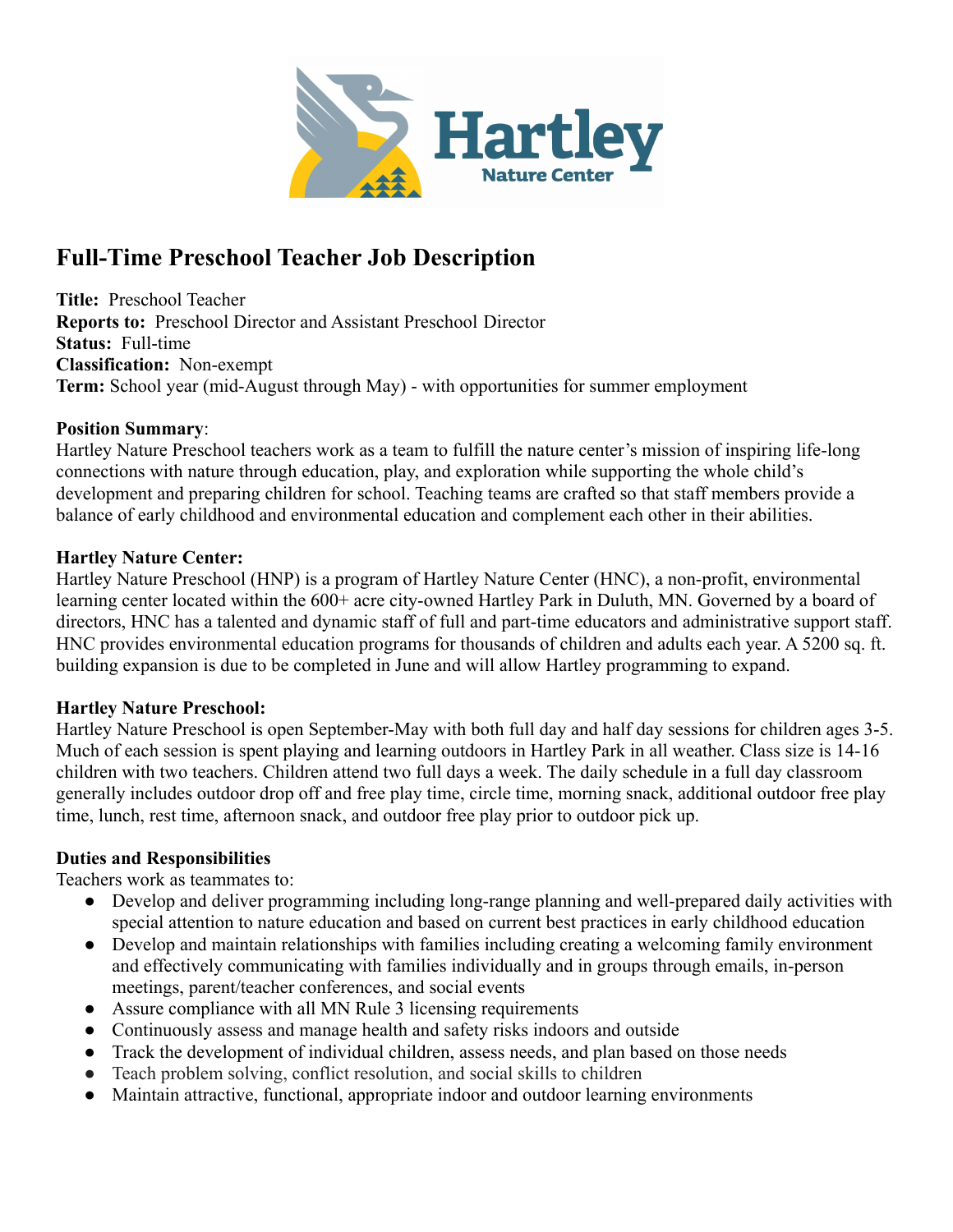# Full-Time Preschool Teacher Job Description

**Title:** Preschool Teacher
**Reports to:** Preschool Director and Assistant Preschool Director
**Status:** Full-time
**Classification:** Non-exempt
**Term:** School year (mid-August through May) - with opportunities for summer employment

**Position Summary**:
Hartley Nature Preschool teachers work as a team to fulfill the nature center's mission of inspiring life-long connections with nature through education, play, and exploration while supporting the whole child's development and preparing children for school. Teaching teams are crafted so that staff members provide a balance of early childhood and environmental education and complement each other in their abilities.

**Hartley Nature Center:**
Hartley Nature Preschool (HNP) is a program of Hartley Nature Center (HNC), a non-profit, environmental learning center located within the 600+ acre city-owned Hartley Park in Duluth, MN. Governed by a board of directors, HNC has a talented and dynamic staff of full and part-time educators and administrative support staff. HNC provides environmental education programs for thousands of children and adults each year. A 5200 sq. ft. building expansion is due to be completed in June and will allow Hartley programming to expand.

**Hartley Nature Preschool:**
Hartley Nature Preschool is open September-May with both full day and half day sessions for children ages 3-5. Much of each session is spent playing and learning outdoors in Hartley Park in all weather. Class size is 14-16 children with two teachers. Children attend two full days a week. The daily schedule in a full day classroom generally includes outdoor drop off and free play time, circle time, morning snack, additional outdoor free play time, lunch, rest time, afternoon snack, and outdoor free play prior to outdoor pick up.

**Duties and Responsibilities**
Teachers work as teammates to:

- Develop and deliver programming including long-range planning and well-prepared daily activities with special attention to nature education and based on current best practices in early childhood education
- Develop and maintain relationships with families including creating a welcoming family environment and effectively communicating with families individually and in groups through emails, in-person meetings, parent/teacher conferences, and social events
- Assure compliance with all MN Rule 3 licensing requirements
- Continuously assess and manage health and safety risks indoors and outside
- Track the development of individual children, assess needs, and plan based on those needs
- Teach problem solving, conflict resolution, and social skills to children
- Maintain attractive, functional, appropriate indoor and outdoor learning environments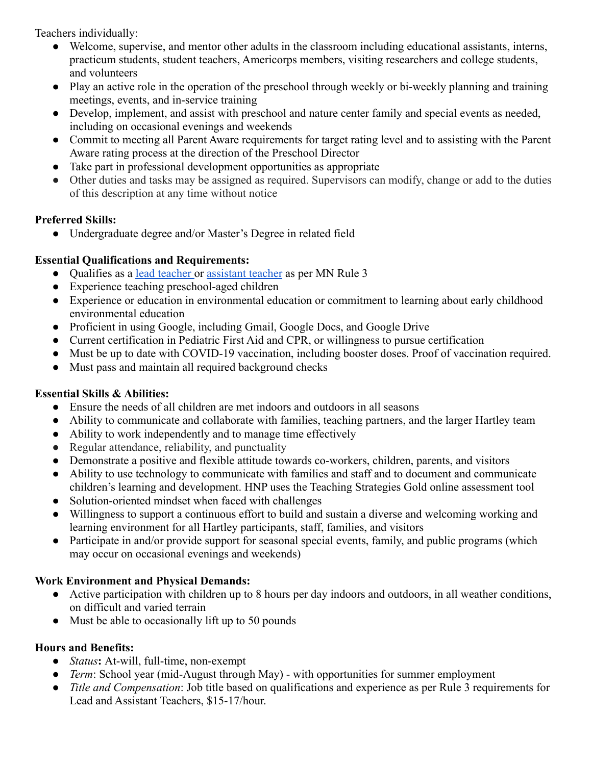Teachers individually:

- Welcome, supervise, and mentor other adults in the classroom including educational assistants, interns, practicum students, student teachers, Americorps members, visiting researchers and college students, and volunteers
- Play an active role in the operation of the preschool through weekly or bi-weekly planning and training meetings, events, and in-service training
- Develop, implement, and assist with preschool and nature center family and special events as needed, including on occasional evenings and weekends
- Commit to meeting all Parent Aware requirements for target rating level and to assisting with the Parent Aware rating process at the direction of the Preschool Director
- Take part in professional development opportunities as appropriate
- Other duties and tasks may be assigned as required. Supervisors can modify, change or add to the duties of this description at any time without notice

**Preferred Skills:**

- Undergraduate degree and/or Master's Degree in related field

**Essential Qualifications and Requirements:**

- Qualifies as a lead teacher or assistant teacher as per MN Rule 3
- Experience teaching preschool-aged children
- Experience or education in environmental education or commitment to learning about early childhood environmental education
- Proficient in using Google, including Gmail, Google Docs, and Google Drive
- Current certification in Pediatric First Aid and CPR, or willingness to pursue certification
- Must be up to date with COVID-19 vaccination, including booster doses. Proof of vaccination required.
- Must pass and maintain all required background checks

**Essential Skills & Abilities:**

- Ensure the needs of all children are met indoors and outdoors in all seasons
- Ability to communicate and collaborate with families, teaching partners, and the larger Hartley team
- Ability to work independently and to manage time effectively
- Regular attendance, reliability, and punctuality
- Demonstrate a positive and flexible attitude towards co-workers, children, parents, and visitors
- Ability to use technology to communicate with families and staff and to document and communicate children's learning and development. HNP uses the Teaching Strategies Gold online assessment tool
- Solution-oriented mindset when faced with challenges
- Willingness to support a continuous effort to build and sustain a diverse and welcoming working and learning environment for all Hartley participants, staff, families, and visitors
- Participate in and/or provide support for seasonal special events, family, and public programs (which may occur on occasional evenings and weekends)

**Work Environment and Physical Demands:**

- Active participation with children up to 8 hours per day indoors and outdoors, in all weather conditions, on difficult and varied terrain
- Must be able to occasionally lift up to 50 pounds

**Hours and Benefits:**

- *Status***:** At-will, full-time, non-exempt
- *Term*: School year (mid-August through May) - with opportunities for summer employment
- *Title and Compensation*: Job title based on qualifications and experience as per Rule 3 requirements for Lead and Assistant Teachers, $15-17/hour.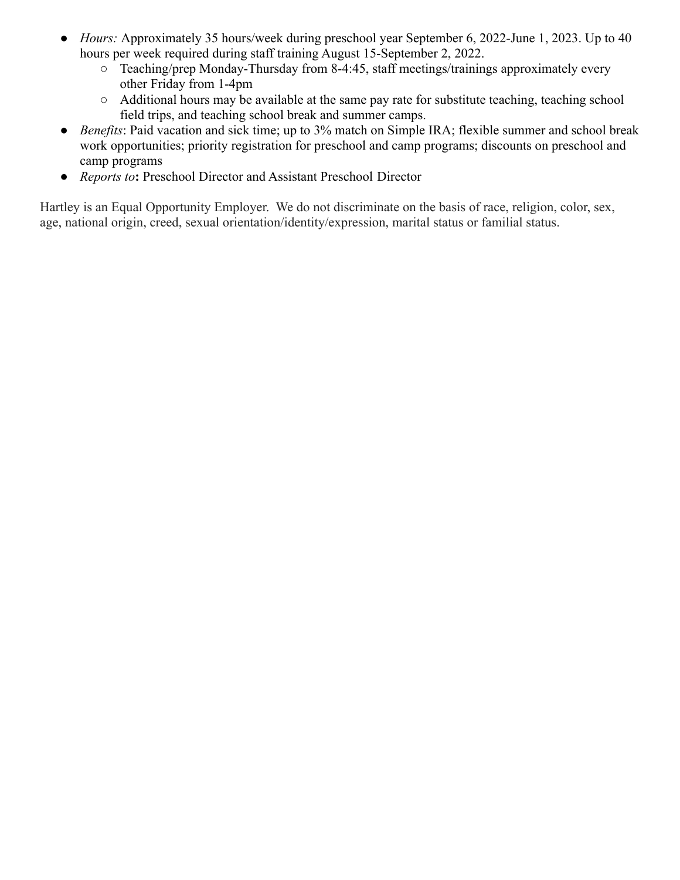- *Hours:* Approximately 35 hours/week during preschool year September 6, 2022-June 1, 2023. Up to 40 hours per week required during staff training August 15-September 2, 2022.
  - Teaching/prep Monday-Thursday from 8-4:45, staff meetings/trainings approximately every other Friday from 1-4pm
  - Additional hours may be available at the same pay rate for substitute teaching, teaching school field trips, and teaching school break and summer camps.
- *Benefits*: Paid vacation and sick time; up to 3% match on Simple IRA; flexible summer and school break work opportunities; priority registration for preschool and camp programs; discounts on preschool and camp programs
- *Reports to***:** Preschool Director and Assistant Preschool Director

Hartley is an Equal Opportunity Employer. We do not discriminate on the basis of race, religion, color, sex, age, national origin, creed, sexual orientation/identity/expression, marital status or familial status.